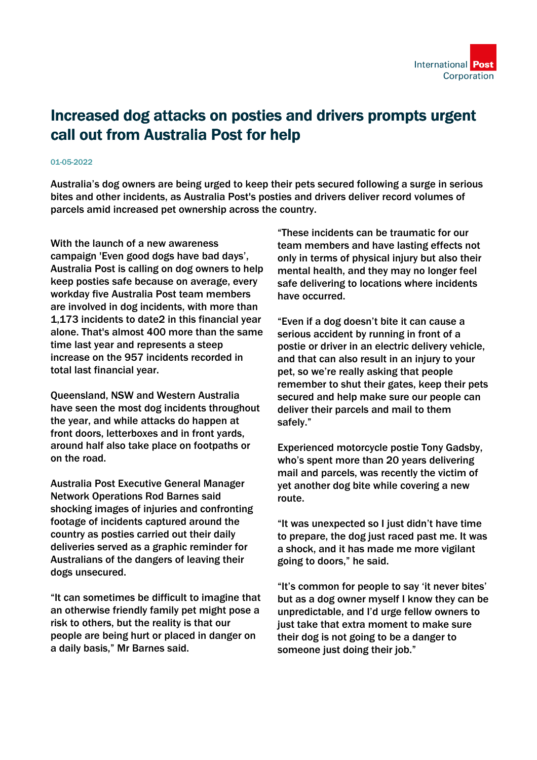# Increased dog attacks on posties and drivers prompts urgent call out from Australia Post for help

01-05-2022

Australia's dog owners are being urged to keep their pets secured following a surge in serious bites and other incidents, as Australia Post's posties and drivers deliver record volumes of parcels amid increased pet ownership across the country.

With the launch of a new awareness campaign 'Even good dogs have bad days', Australia Post is calling on dog owners to help keep posties safe because on average, every workday five Australia Post team members are involved in dog incidents, with more than 1,173 incidents to date2 in this financial year alone. That's almost 400 more than the same time last year and represents a steep increase on the 957 incidents recorded in total last financial year.

Queensland, NSW and Western Australia have seen the most dog incidents throughout the year, and while attacks do happen at front doors, letterboxes and in front yards, around half also take place on footpaths or on the road.

Australia Post Executive General Manager Network Operations Rod Barnes said shocking images of injuries and confronting footage of incidents captured around the country as posties carried out their daily deliveries served as a graphic reminder for Australians of the dangers of leaving their dogs unsecured.

"It can sometimes be difficult to imagine that an otherwise friendly family pet might pose a risk to others, but the reality is that our people are being hurt or placed in danger on a daily basis," Mr Barnes said.

"These incidents can be traumatic for our team members and have lasting effects not only in terms of physical injury but also their mental health, and they may no longer feel safe delivering to locations where incidents have occurred.

"Even if a dog doesn't bite it can cause a serious accident by running in front of a postie or driver in an electric delivery vehicle, and that can also result in an injury to your pet, so we're really asking that people remember to shut their gates, keep their pets secured and help make sure our people can deliver their parcels and mail to them safely."

Experienced motorcycle postie Tony Gadsby, who's spent more than 20 years delivering mail and parcels, was recently the victim of yet another dog bite while covering a new route.

"It was unexpected so I just didn't have time to prepare, the dog just raced past me. It was a shock, and it has made me more vigilant going to doors," he said.

"It's common for people to say 'it never bites' but as a dog owner myself I know they can be unpredictable, and I'd urge fellow owners to just take that extra moment to make sure their dog is not going to be a danger to someone just doing their job."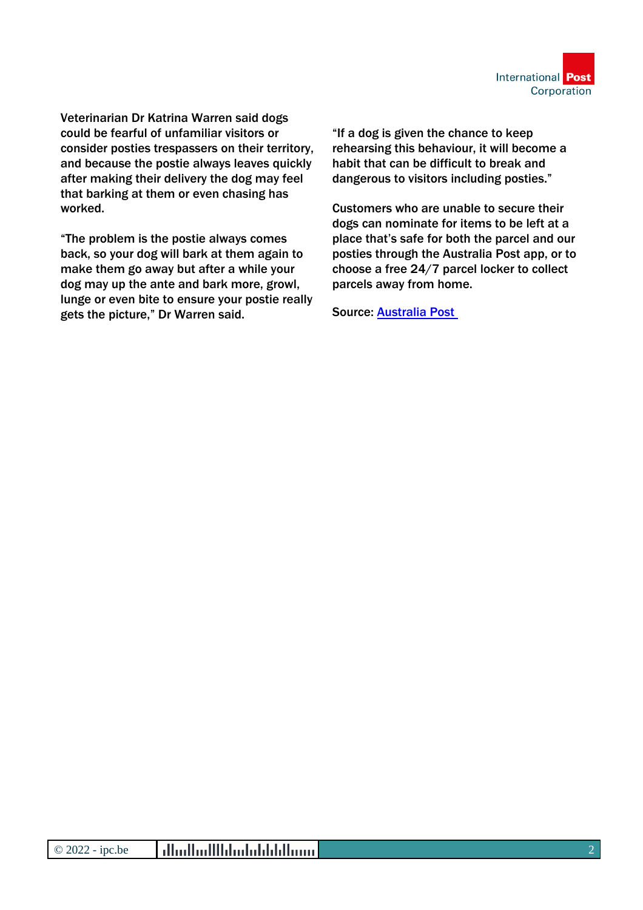Veterinarian Dr Katrina Warren said dogs could be fearful of unfamiliar visitors or consider posties trespassers on their territory, and because the postie always leaves quickly after making their delivery the dog may feel that barking at them or even chasing has worked.

“The problem is the postie always comes back, so your dog will bark at them again to make them go away but after a while your dog may up the ante and bark more, growl, lunge or even bite to ensure your postie really gets the picture,” Dr Warren said.

“If a dog is given the chance to keep rehearsing this behaviour, it will become a habit that can be difficult to break and dangerous to visitors including posties.”

Customers who are unable to secure their dogs can nominate for items to be left at a place that’s safe for both the parcel and our posties through the Australia Post app, or to choose a free 24/7 parcel locker to collect parcels away from home.

Source: Australia Post